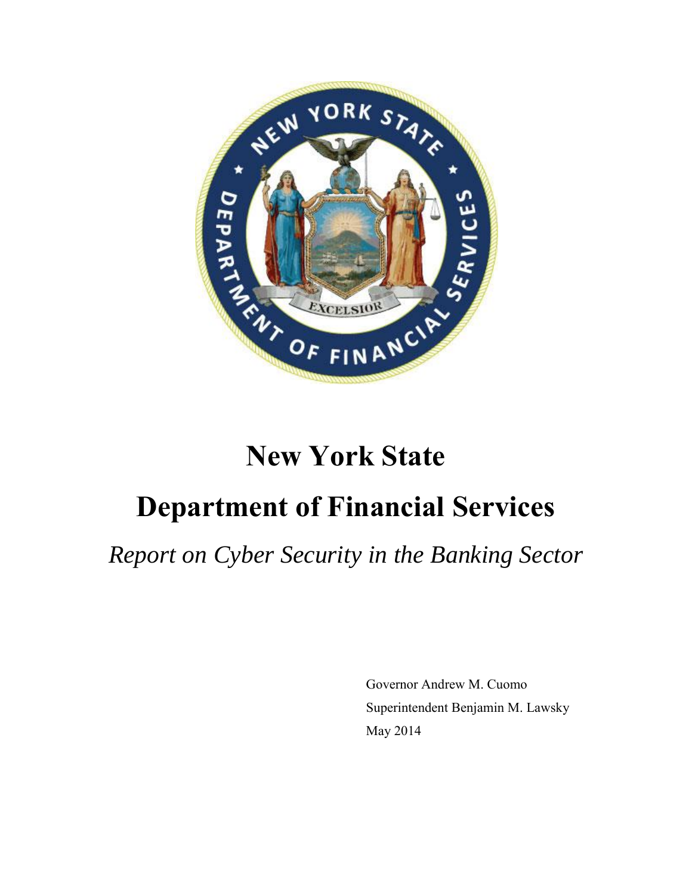# New York State

# Department of Financial Services

*Report on Cyber Security in the Banking Sector*

Governor Andrew M. Cuomo

Superintendent Benjamin M. Lawsky

May 2014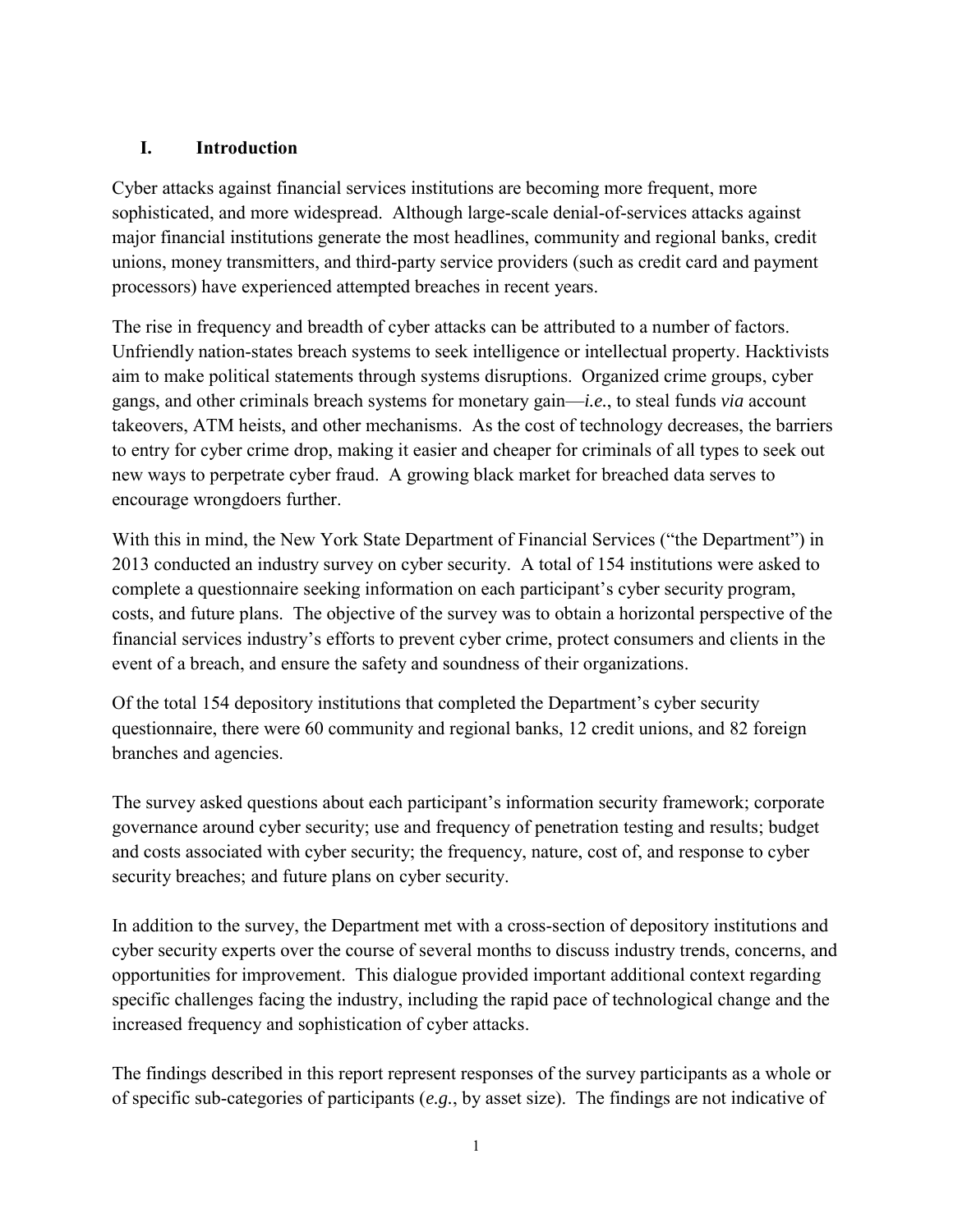## I. Introduction

Cyber attacks against financial services institutions are becoming more frequent, more sophisticated, and more widespread. Although large-scale denial-of-services attacks against major financial institutions generate the most headlines, community and regional banks, credit unions, money transmitters, and third-party service providers (such as credit card and payment processors) have experienced attempted breaches in recent years.

The rise in frequency and breadth of cyber attacks can be attributed to a number of factors. Unfriendly nation-states breach systems to seek intelligence or intellectual property. Hacktivists aim to make political statements through systems disruptions. Organized crime groups, cyber gangs, and other criminals breach systems for monetary gain—*i.e.*, to steal funds *via* account takeovers, ATM heists, and other mechanisms. As the cost of technology decreases, the barriers to entry for cyber crime drop, making it easier and cheaper for criminals of all types to seek out new ways to perpetrate cyber fraud. A growing black market for breached data serves to encourage wrongdoers further.

With this in mind, the New York State Department of Financial Services ("the Department") in 2013 conducted an industry survey on cyber security. A total of 154 institutions were asked to complete a questionnaire seeking information on each participant's cyber security program, costs, and future plans. The objective of the survey was to obtain a horizontal perspective of the financial services industry's efforts to prevent cyber crime, protect consumers and clients in the event of a breach, and ensure the safety and soundness of their organizations.

Of the total 154 depository institutions that completed the Department's cyber security questionnaire, there were 60 community and regional banks, 12 credit unions, and 82 foreign branches and agencies.

The survey asked questions about each participant's information security framework; corporate governance around cyber security; use and frequency of penetration testing and results; budget and costs associated with cyber security; the frequency, nature, cost of, and response to cyber security breaches; and future plans on cyber security.

In addition to the survey, the Department met with a cross-section of depository institutions and cyber security experts over the course of several months to discuss industry trends, concerns, and opportunities for improvement. This dialogue provided important additional context regarding specific challenges facing the industry, including the rapid pace of technological change and the increased frequency and sophistication of cyber attacks.

The findings described in this report represent responses of the survey participants as a whole or of specific sub-categories of participants (*e.g.*, by asset size). The findings are not indicative of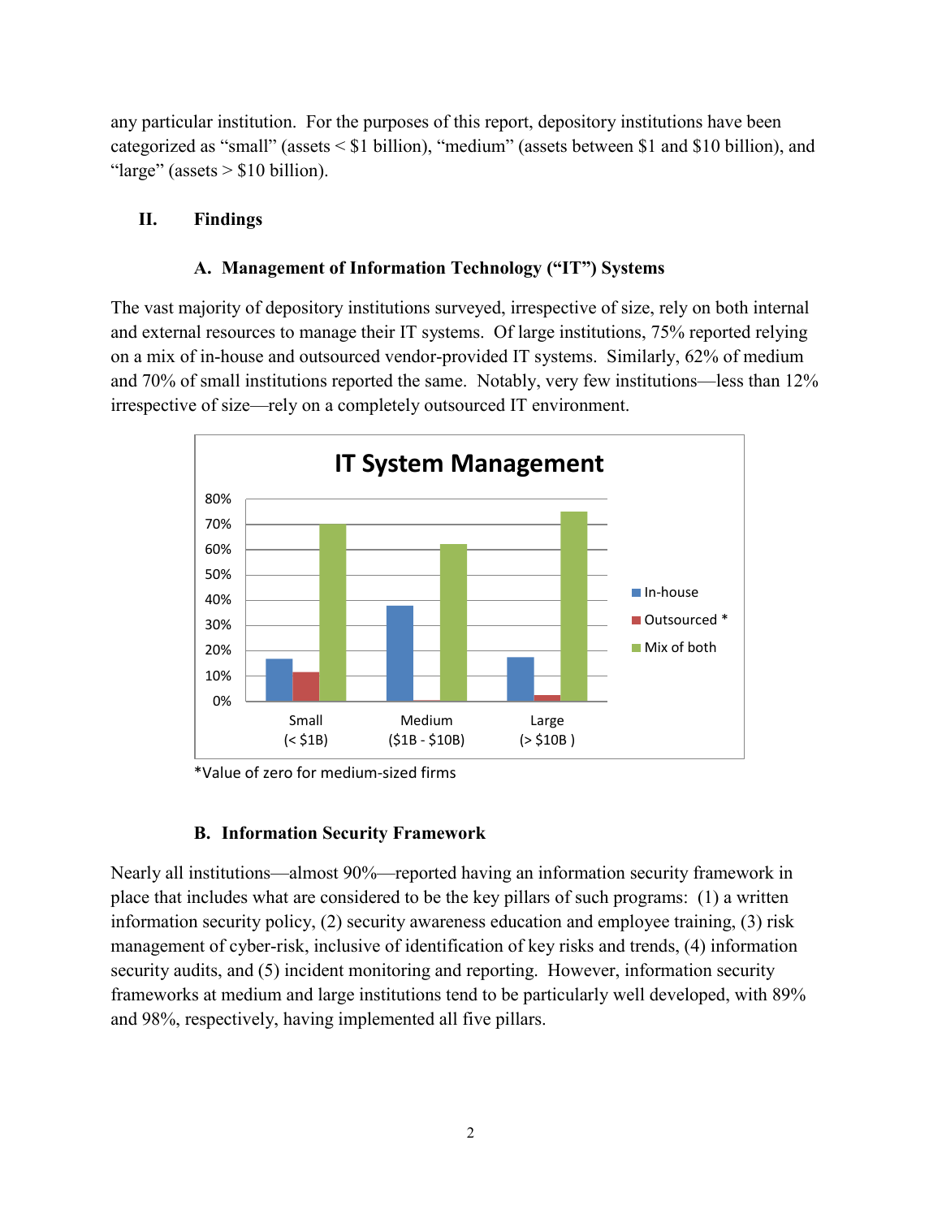any particular institution. For the purposes of this report, depository institutions have been categorized as “small” (assets < $1 billion), “medium” (assets between $1 and $10 billion), and “large” (assets > $10 billion).

## II. Findings

### A. Management of Information Technology (“IT”) Systems

The vast majority of depository institutions surveyed, irrespective of size, rely on both internal and external resources to manage their IT systems. Of large institutions, 75% reported relying on a mix of in-house and outsourced vendor-provided IT systems. Similarly, 62% of medium and 70% of small institutions reported the same. Notably, very few institutions—less than 12% irrespective of size—rely on a completely outsourced IT environment.

**IT System Management**

*Value of zero for medium-sized firms

### B. Information Security Framework

Nearly all institutions—almost 90%—reported having an information security framework in place that includes what are considered to be the key pillars of such programs: (1) a written information security policy, (2) security awareness education and employee training, (3) risk management of cyber-risk, inclusive of identification of key risks and trends, (4) information security audits, and (5) incident monitoring and reporting. However, information security frameworks at medium and large institutions tend to be particularly well developed, with 89% and 98%, respectively, having implemented all five pillars.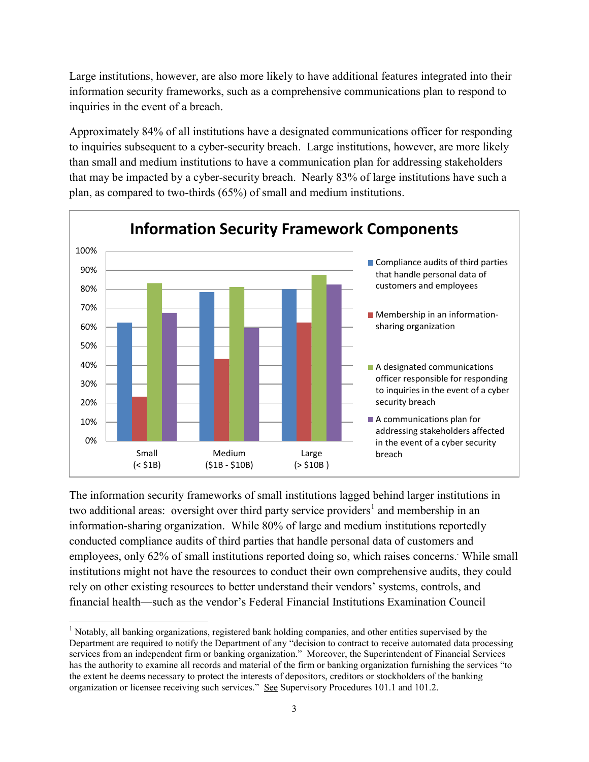Large institutions, however, are also more likely to have additional features integrated into their information security frameworks, such as a comprehensive communications plan to respond to inquiries in the event of a breach.

Approximately 84% of all institutions have a designated communications officer for responding to inquiries subsequent to a cyber-security breach. Large institutions, however, are more likely than small and medium institutions to have a communication plan for addressing stakeholders that may be impacted by a cyber-security breach. Nearly 83% of large institutions have such a plan, as compared to two-thirds (65%) of small and medium institutions.

**Information Security Framework Components**

| | Compliance audits of third parties that handle personal data of customers and employees | Membership in an information-sharing organization | A designated communications officer responsible for responding to inquiries in the event of a cyber security breach | A communications plan for addressing stakeholders affected in the event of a cyber security breach |
|---|---|---|---|---|
| Small (< $1B) | ~62% | ~23% | ~83% | ~67% |
| Medium ($1B - $10B) | ~78% | ~43% | ~81% | ~59% |
| Large (> $10B ) | ~80% | ~62% | ~87% | ~82% |

The information security frameworks of small institutions lagged behind larger institutions in two additional areas: oversight over third party service providers[1] and membership in an information-sharing organization. While 80% of large and medium institutions reportedly conducted compliance audits of third parties that handle personal data of customers and employees, only 62% of small institutions reported doing so, which raises concerns. While small institutions might not have the resources to conduct their own comprehensive audits, they could rely on other existing resources to better understand their vendors' systems, controls, and financial health—such as the vendor's Federal Financial Institutions Examination Council

---

[1] Notably, all banking organizations, registered bank holding companies, and other entities supervised by the Department are required to notify the Department of any "decision to contract to receive automated data processing services from an independent firm or banking organization." Moreover, the Superintendent of Financial Services has the authority to examine all records and material of the firm or banking organization furnishing the services "to the extent he deems necessary to protect the interests of depositors, creditors or stockholders of the banking organization or licensee receiving such services." See Supervisory Procedures 101.1 and 101.2.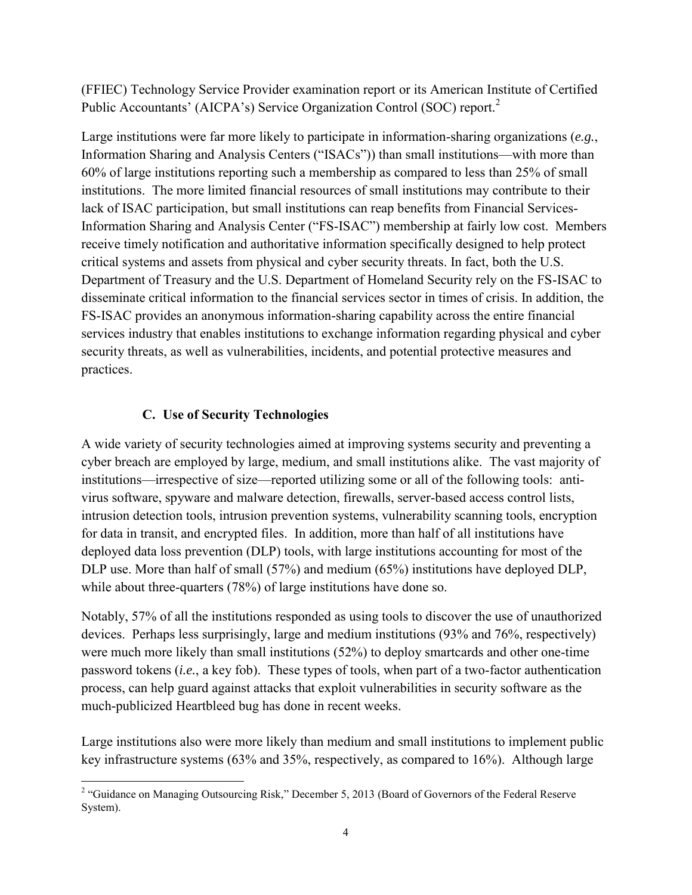(FFIEC) Technology Service Provider examination report or its American Institute of Certified Public Accountants' (AICPA's) Service Organization Control (SOC) report.[2]

Large institutions were far more likely to participate in information-sharing organizations (*e.g.*, Information Sharing and Analysis Centers ("ISACs")) than small institutions—with more than 60% of large institutions reporting such a membership as compared to less than 25% of small institutions. The more limited financial resources of small institutions may contribute to their lack of ISAC participation, but small institutions can reap benefits from Financial Services-Information Sharing and Analysis Center ("FS-ISAC") membership at fairly low cost. Members receive timely notification and authoritative information specifically designed to help protect critical systems and assets from physical and cyber security threats. In fact, both the U.S. Department of Treasury and the U.S. Department of Homeland Security rely on the FS-ISAC to disseminate critical information to the financial services sector in times of crisis. In addition, the FS-ISAC provides an anonymous information-sharing capability across the entire financial services industry that enables institutions to exchange information regarding physical and cyber security threats, as well as vulnerabilities, incidents, and potential protective measures and practices.

### C. Use of Security Technologies

A wide variety of security technologies aimed at improving systems security and preventing a cyber breach are employed by large, medium, and small institutions alike. The vast majority of institutions—irrespective of size—reported utilizing some or all of the following tools: anti-virus software, spyware and malware detection, firewalls, server-based access control lists, intrusion detection tools, intrusion prevention systems, vulnerability scanning tools, encryption for data in transit, and encrypted files. In addition, more than half of all institutions have deployed data loss prevention (DLP) tools, with large institutions accounting for most of the DLP use. More than half of small (57%) and medium (65%) institutions have deployed DLP, while about three-quarters (78%) of large institutions have done so.

Notably, 57% of all the institutions responded as using tools to discover the use of unauthorized devices. Perhaps less surprisingly, large and medium institutions (93% and 76%, respectively) were much more likely than small institutions (52%) to deploy smartcards and other one-time password tokens (*i.e.*, a key fob). These types of tools, when part of a two-factor authentication process, can help guard against attacks that exploit vulnerabilities in security software as the much-publicized Heartbleed bug has done in recent weeks.

Large institutions also were more likely than medium and small institutions to implement public key infrastructure systems (63% and 35%, respectively, as compared to 16%). Although large

[2] "Guidance on Managing Outsourcing Risk," December 5, 2013 (Board of Governors of the Federal Reserve System).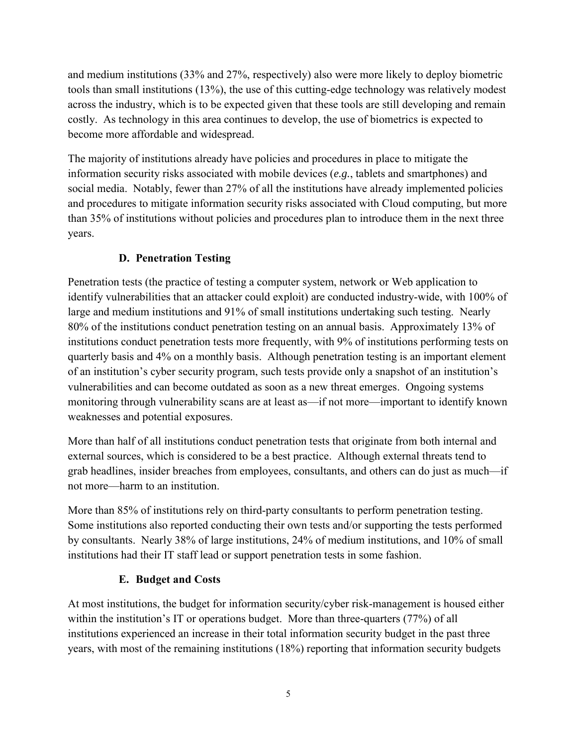and medium institutions (33% and 27%, respectively) also were more likely to deploy biometric tools than small institutions (13%), the use of this cutting-edge technology was relatively modest across the industry, which is to be expected given that these tools are still developing and remain costly. As technology in this area continues to develop, the use of biometrics is expected to become more affordable and widespread.

The majority of institutions already have policies and procedures in place to mitigate the information security risks associated with mobile devices (*e.g.*, tablets and smartphones) and social media. Notably, fewer than 27% of all the institutions have already implemented policies and procedures to mitigate information security risks associated with Cloud computing, but more than 35% of institutions without policies and procedures plan to introduce them in the next three years.

### D. Penetration Testing

Penetration tests (the practice of testing a computer system, network or Web application to identify vulnerabilities that an attacker could exploit) are conducted industry-wide, with 100% of large and medium institutions and 91% of small institutions undertaking such testing. Nearly 80% of the institutions conduct penetration testing on an annual basis. Approximately 13% of institutions conduct penetration tests more frequently, with 9% of institutions performing tests on quarterly basis and 4% on a monthly basis. Although penetration testing is an important element of an institution's cyber security program, such tests provide only a snapshot of an institution's vulnerabilities and can become outdated as soon as a new threat emerges. Ongoing systems monitoring through vulnerability scans are at least as—if not more—important to identify known weaknesses and potential exposures.

More than half of all institutions conduct penetration tests that originate from both internal and external sources, which is considered to be a best practice. Although external threats tend to grab headlines, insider breaches from employees, consultants, and others can do just as much—if not more—harm to an institution.

More than 85% of institutions rely on third-party consultants to perform penetration testing. Some institutions also reported conducting their own tests and/or supporting the tests performed by consultants. Nearly 38% of large institutions, 24% of medium institutions, and 10% of small institutions had their IT staff lead or support penetration tests in some fashion.

### E. Budget and Costs

At most institutions, the budget for information security/cyber risk-management is housed either within the institution's IT or operations budget. More than three-quarters (77%) of all institutions experienced an increase in their total information security budget in the past three years, with most of the remaining institutions (18%) reporting that information security budgets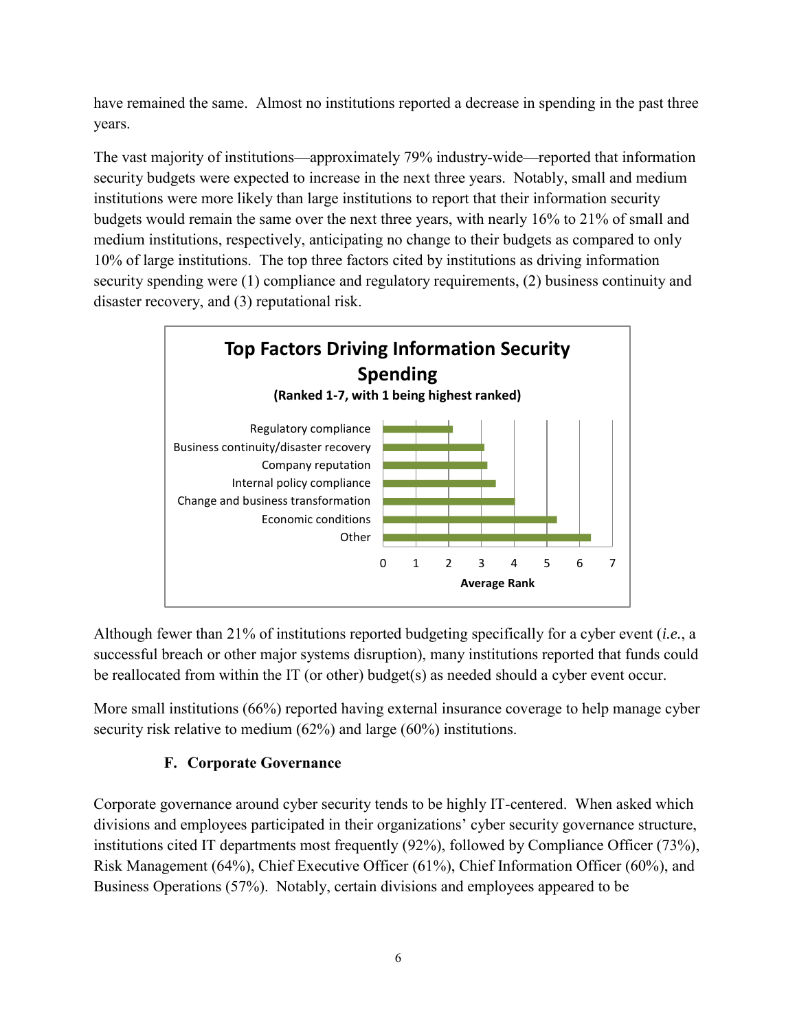have remained the same. Almost no institutions reported a decrease in spending in the past three years.

The vast majority of institutions—approximately 79% industry-wide—reported that information security budgets were expected to increase in the next three years. Notably, small and medium institutions were more likely than large institutions to report that their information security budgets would remain the same over the next three years, with nearly 16% to 21% of small and medium institutions, respectively, anticipating no change to their budgets as compared to only 10% of large institutions. The top three factors cited by institutions as driving information security spending were (1) compliance and regulatory requirements, (2) business continuity and disaster recovery, and (3) reputational risk.

**Top Factors Driving Information Security Spending**

**(Ranked 1-7, with 1 being highest ranked)**

- Regulatory compliance
- Business continuity/disaster recovery
- Company reputation
- Internal policy compliance
- Change and business transformation
- Economic conditions
- Other

Average Rank

Although fewer than 21% of institutions reported budgeting specifically for a cyber event (*i.e.*, a successful breach or other major systems disruption), many institutions reported that funds could be reallocated from within the IT (or other) budget(s) as needed should a cyber event occur.

More small institutions (66%) reported having external insurance coverage to help manage cyber security risk relative to medium (62%) and large (60%) institutions.

### F. Corporate Governance

Corporate governance around cyber security tends to be highly IT-centered. When asked which divisions and employees participated in their organizations' cyber security governance structure, institutions cited IT departments most frequently (92%), followed by Compliance Officer (73%), Risk Management (64%), Chief Executive Officer (61%), Chief Information Officer (60%), and Business Operations (57%). Notably, certain divisions and employees appeared to be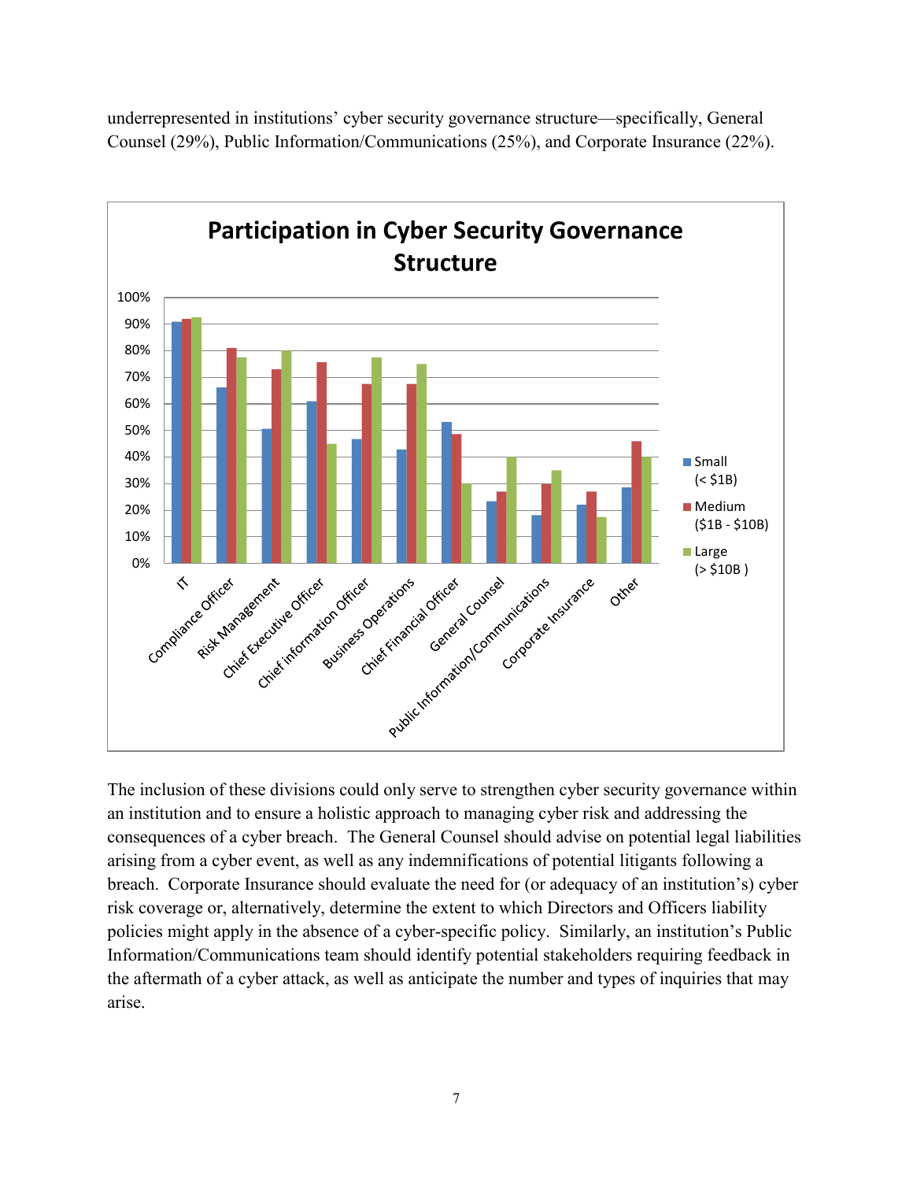underrepresented in institutions' cyber security governance structure—specifically, General Counsel (29%), Public Information/Communications (25%), and Corporate Insurance (22%).

The inclusion of these divisions could only serve to strengthen cyber security governance within an institution and to ensure a holistic approach to managing cyber risk and addressing the consequences of a cyber breach. The General Counsel should advise on potential legal liabilities arising from a cyber event, as well as any indemnifications of potential litigants following a breach. Corporate Insurance should evaluate the need for (or adequacy of an institution's) cyber risk coverage or, alternatively, determine the extent to which Directors and Officers liability policies might apply in the absence of a cyber-specific policy. Similarly, an institution's Public Information/Communications team should identify potential stakeholders requiring feedback in the aftermath of a cyber attack, as well as anticipate the number and types of inquiries that may arise.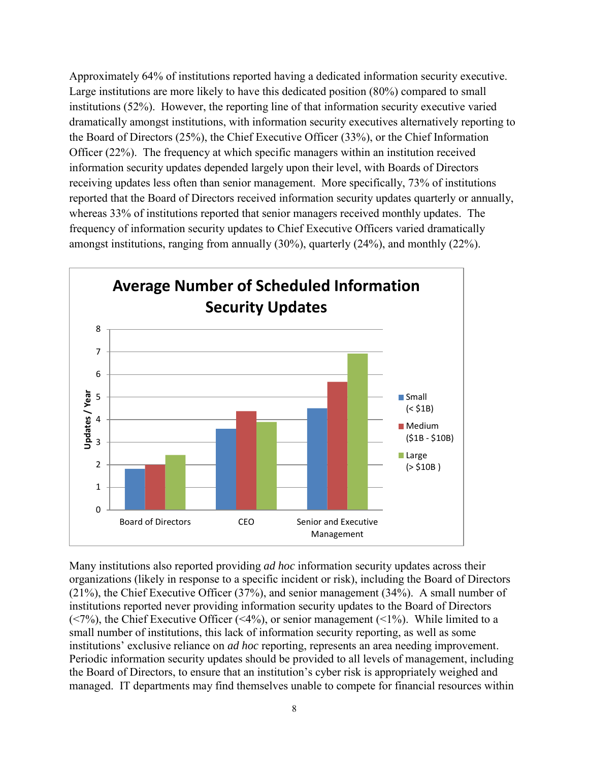Approximately 64% of institutions reported having a dedicated information security executive. Large institutions are more likely to have this dedicated position (80%) compared to small institutions (52%). However, the reporting line of that information security executive varied dramatically amongst institutions, with information security executives alternatively reporting to the Board of Directors (25%), the Chief Executive Officer (33%), or the Chief Information Officer (22%). The frequency at which specific managers within an institution received information security updates depended largely upon their level, with Boards of Directors receiving updates less often than senior management. More specifically, 73% of institutions reported that the Board of Directors received information security updates quarterly or annually, whereas 33% of institutions reported that senior managers received monthly updates. The frequency of information security updates to Chief Executive Officers varied dramatically amongst institutions, ranging from annually (30%), quarterly (24%), and monthly (22%).

**Average Number of Scheduled Information Security Updates**

| Updates / Year | Small (< $1B) | Medium ($1B - $10B) | Large (> $10B) |
| --- | --- | --- | --- |
| Board of Directors | ~1.8 | ~2.0 | ~2.4 |
| CEO | ~3.6 | ~4.4 | ~3.9 |
| Senior and Executive Management | ~4.5 | ~5.7 | ~6.9 |

Many institutions also reported providing *ad hoc* information security updates across their organizations (likely in response to a specific incident or risk), including the Board of Directors (21%), the Chief Executive Officer (37%), and senior management (34%). A small number of institutions reported never providing information security updates to the Board of Directors (<7%), the Chief Executive Officer (<4%), or senior management (<1%). While limited to a small number of institutions, this lack of information security reporting, as well as some institutions' exclusive reliance on *ad hoc* reporting, represents an area needing improvement. Periodic information security updates should be provided to all levels of management, including the Board of Directors, to ensure that an institution's cyber risk is appropriately weighed and managed. IT departments may find themselves unable to compete for financial resources within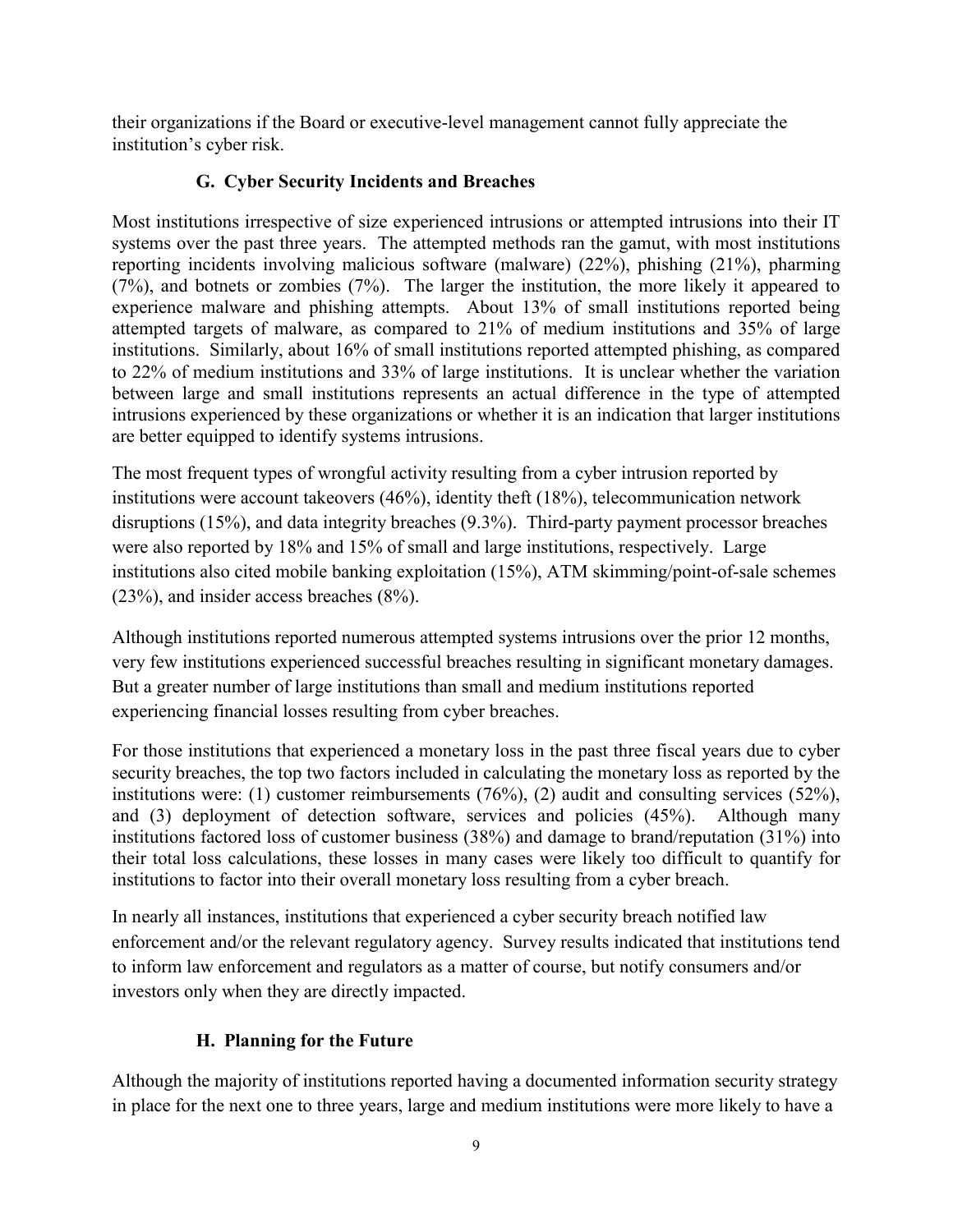their organizations if the Board or executive-level management cannot fully appreciate the institution's cyber risk.

### G. Cyber Security Incidents and Breaches

Most institutions irrespective of size experienced intrusions or attempted intrusions into their IT systems over the past three years. The attempted methods ran the gamut, with most institutions reporting incidents involving malicious software (malware) (22%), phishing (21%), pharming (7%), and botnets or zombies (7%). The larger the institution, the more likely it appeared to experience malware and phishing attempts. About 13% of small institutions reported being attempted targets of malware, as compared to 21% of medium institutions and 35% of large institutions. Similarly, about 16% of small institutions reported attempted phishing, as compared to 22% of medium institutions and 33% of large institutions. It is unclear whether the variation between large and small institutions represents an actual difference in the type of attempted intrusions experienced by these organizations or whether it is an indication that larger institutions are better equipped to identify systems intrusions.

The most frequent types of wrongful activity resulting from a cyber intrusion reported by institutions were account takeovers (46%), identity theft (18%), telecommunication network disruptions (15%), and data integrity breaches (9.3%). Third-party payment processor breaches were also reported by 18% and 15% of small and large institutions, respectively. Large institutions also cited mobile banking exploitation (15%), ATM skimming/point-of-sale schemes (23%), and insider access breaches (8%).

Although institutions reported numerous attempted systems intrusions over the prior 12 months, very few institutions experienced successful breaches resulting in significant monetary damages. But a greater number of large institutions than small and medium institutions reported experiencing financial losses resulting from cyber breaches.

For those institutions that experienced a monetary loss in the past three fiscal years due to cyber security breaches, the top two factors included in calculating the monetary loss as reported by the institutions were: (1) customer reimbursements (76%), (2) audit and consulting services (52%), and (3) deployment of detection software, services and policies (45%). Although many institutions factored loss of customer business (38%) and damage to brand/reputation (31%) into their total loss calculations, these losses in many cases were likely too difficult to quantify for institutions to factor into their overall monetary loss resulting from a cyber breach.

In nearly all instances, institutions that experienced a cyber security breach notified law enforcement and/or the relevant regulatory agency. Survey results indicated that institutions tend to inform law enforcement and regulators as a matter of course, but notify consumers and/or investors only when they are directly impacted.

### H. Planning for the Future

Although the majority of institutions reported having a documented information security strategy in place for the next one to three years, large and medium institutions were more likely to have a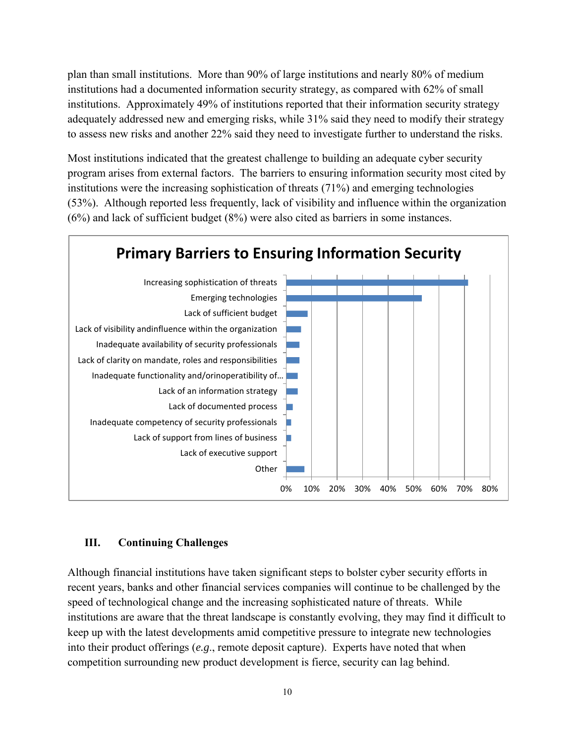plan than small institutions. More than 90% of large institutions and nearly 80% of medium institutions had a documented information security strategy, as compared with 62% of small institutions. Approximately 49% of institutions reported that their information security strategy adequately addressed new and emerging risks, while 31% said they need to modify their strategy to assess new risks and another 22% said they need to investigate further to understand the risks.

Most institutions indicated that the greatest challenge to building an adequate cyber security program arises from external factors. The barriers to ensuring information security most cited by institutions were the increasing sophistication of threats (71%) and emerging technologies (53%). Although reported less frequently, lack of visibility and influence within the organization (6%) and lack of sufficient budget (8%) were also cited as barriers in some instances.

**Primary Barriers to Ensuring Information Security**

| Barrier | Approx. % |
|---|---|
| Increasing sophistication of threats | 71% |
| Emerging technologies | 53% |
| Lack of sufficient budget | 8% |
| Lack of visibility andinfluence within the organization | 6% |
| Inadequate availability of security professionals | 5% |
| Lack of clarity on mandate, roles and responsibilities | 5% |
| Inadequate functionality and/orinoperatibility of… | 4% |
| Lack of an information strategy | 4% |
| Lack of documented process | 2% |
| Inadequate competency of security professionals | 2% |
| Lack of support from lines of business | 2% |
| Lack of executive support | 0% |
| Other | 7% |

## III. Continuing Challenges

Although financial institutions have taken significant steps to bolster cyber security efforts in recent years, banks and other financial services companies will continue to be challenged by the speed of technological change and the increasing sophisticated nature of threats. While institutions are aware that the threat landscape is constantly evolving, they may find it difficult to keep up with the latest developments amid competitive pressure to integrate new technologies into their product offerings (*e.g.*, remote deposit capture). Experts have noted that when competition surrounding new product development is fierce, security can lag behind.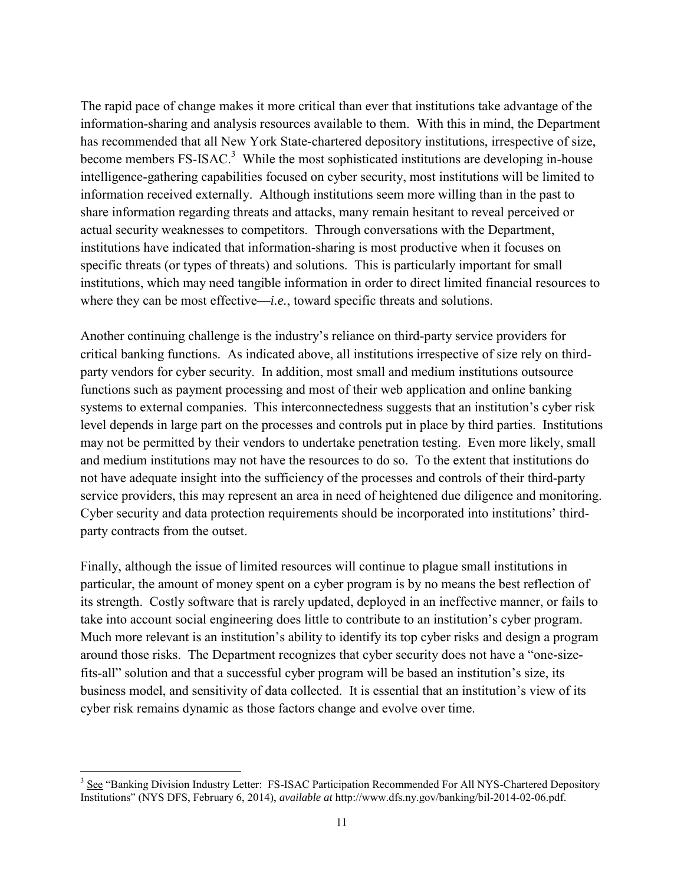The rapid pace of change makes it more critical than ever that institutions take advantage of the information-sharing and analysis resources available to them. With this in mind, the Department has recommended that all New York State-chartered depository institutions, irrespective of size, become members FS-ISAC.[3] While the most sophisticated institutions are developing in-house intelligence-gathering capabilities focused on cyber security, most institutions will be limited to information received externally. Although institutions seem more willing than in the past to share information regarding threats and attacks, many remain hesitant to reveal perceived or actual security weaknesses to competitors. Through conversations with the Department, institutions have indicated that information-sharing is most productive when it focuses on specific threats (or types of threats) and solutions. This is particularly important for small institutions, which may need tangible information in order to direct limited financial resources to where they can be most effective—*i.e.*, toward specific threats and solutions.

Another continuing challenge is the industry's reliance on third-party service providers for critical banking functions. As indicated above, all institutions irrespective of size rely on third-party vendors for cyber security. In addition, most small and medium institutions outsource functions such as payment processing and most of their web application and online banking systems to external companies. This interconnectedness suggests that an institution's cyber risk level depends in large part on the processes and controls put in place by third parties. Institutions may not be permitted by their vendors to undertake penetration testing. Even more likely, small and medium institutions may not have the resources to do so. To the extent that institutions do not have adequate insight into the sufficiency of the processes and controls of their third-party service providers, this may represent an area in need of heightened due diligence and monitoring. Cyber security and data protection requirements should be incorporated into institutions' third-party contracts from the outset.

Finally, although the issue of limited resources will continue to plague small institutions in particular, the amount of money spent on a cyber program is by no means the best reflection of its strength. Costly software that is rarely updated, deployed in an ineffective manner, or fails to take into account social engineering does little to contribute to an institution's cyber program. Much more relevant is an institution's ability to identify its top cyber risks and design a program around those risks. The Department recognizes that cyber security does not have a "one-size-fits-all" solution and that a successful cyber program will be based an institution's size, its business model, and sensitivity of data collected. It is essential that an institution's view of its cyber risk remains dynamic as those factors change and evolve over time.

---

[3] See "Banking Division Industry Letter: FS-ISAC Participation Recommended For All NYS-Chartered Depository Institutions" (NYS DFS, February 6, 2014), *available at* http://www.dfs.ny.gov/banking/bil-2014-02-06.pdf.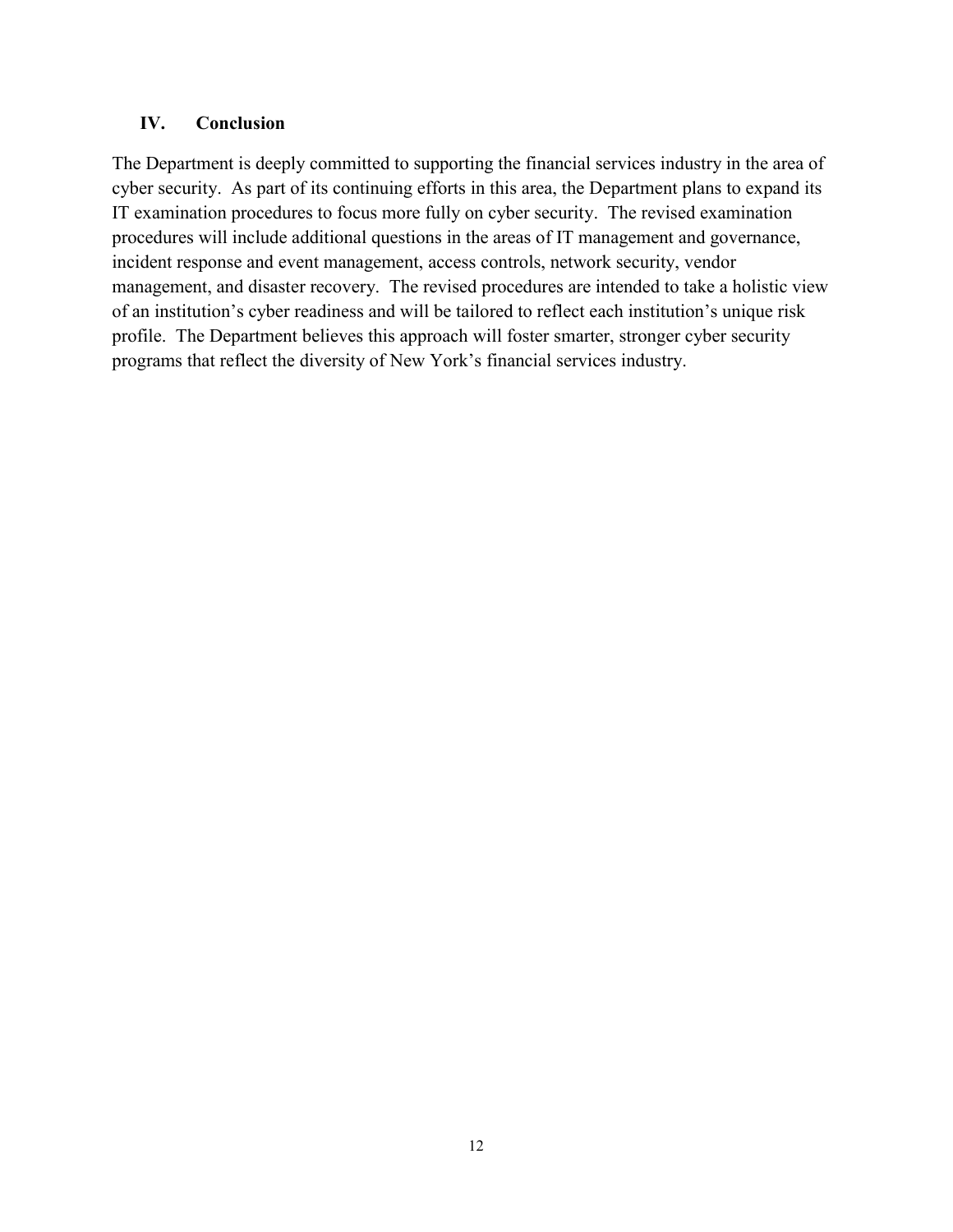## IV. Conclusion

The Department is deeply committed to supporting the financial services industry in the area of cyber security. As part of its continuing efforts in this area, the Department plans to expand its IT examination procedures to focus more fully on cyber security. The revised examination procedures will include additional questions in the areas of IT management and governance, incident response and event management, access controls, network security, vendor management, and disaster recovery. The revised procedures are intended to take a holistic view of an institution's cyber readiness and will be tailored to reflect each institution's unique risk profile. The Department believes this approach will foster smarter, stronger cyber security programs that reflect the diversity of New York's financial services industry.